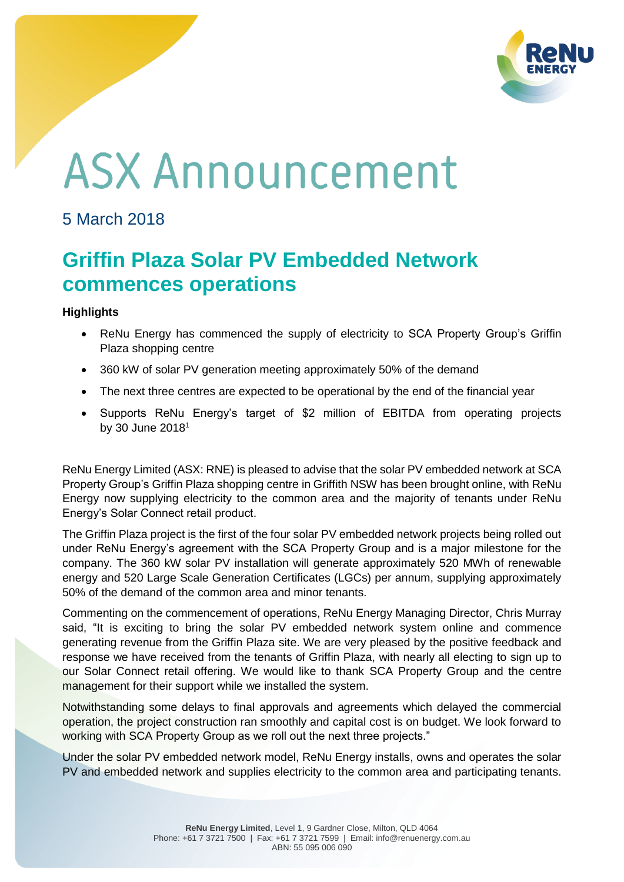# ASX Announcement

5 March 2018

## Griffin Plaza Solar PV Embedded Network commences operations

**Highlights**

- ReNu Energy has commenced the supply of electricity to SCA Property Group's Griffin Plaza shopping centre
- 360 kW of solar PV generation meeting approximately 50% of the demand
- The next three centres are expected to be operational by the end of the financial year
- Supports ReNu Energy's target of $2 million of EBITDA from operating projects by 30 June 2018[1]

ReNu Energy Limited (ASX: RNE) is pleased to advise that the solar PV embedded network at SCA Property Group's Griffin Plaza shopping centre in Griffith NSW has been brought online, with ReNu Energy now supplying electricity to the common area and the majority of tenants under ReNu Energy's Solar Connect retail product.

The Griffin Plaza project is the first of the four solar PV embedded network projects being rolled out under ReNu Energy's agreement with the SCA Property Group and is a major milestone for the company. The 360 kW solar PV installation will generate approximately 520 MWh of renewable energy and 520 Large Scale Generation Certificates (LGCs) per annum, supplying approximately 50% of the demand of the common area and minor tenants.

Commenting on the commencement of operations, ReNu Energy Managing Director, Chris Murray said, "It is exciting to bring the solar PV embedded network system online and commence generating revenue from the Griffin Plaza site. We are very pleased by the positive feedback and response we have received from the tenants of Griffin Plaza, with nearly all electing to sign up to our Solar Connect retail offering. We would like to thank SCA Property Group and the centre management for their support while we installed the system.

Notwithstanding some delays to final approvals and agreements which delayed the commercial operation, the project construction ran smoothly and capital cost is on budget. We look forward to working with SCA Property Group as we roll out the next three projects."

Under the solar PV embedded network model, ReNu Energy installs, owns and operates the solar PV and embedded network and supplies electricity to the common area and participating tenants.

**ReNu Energy Limited**, Level 1, 9 Gardner Close, Milton, QLD 4064
Phone: +61 7 3721 7500 | Fax: +61 7 3721 7599 | Email: info@renuenergy.com.au
ABN: 55 095 006 090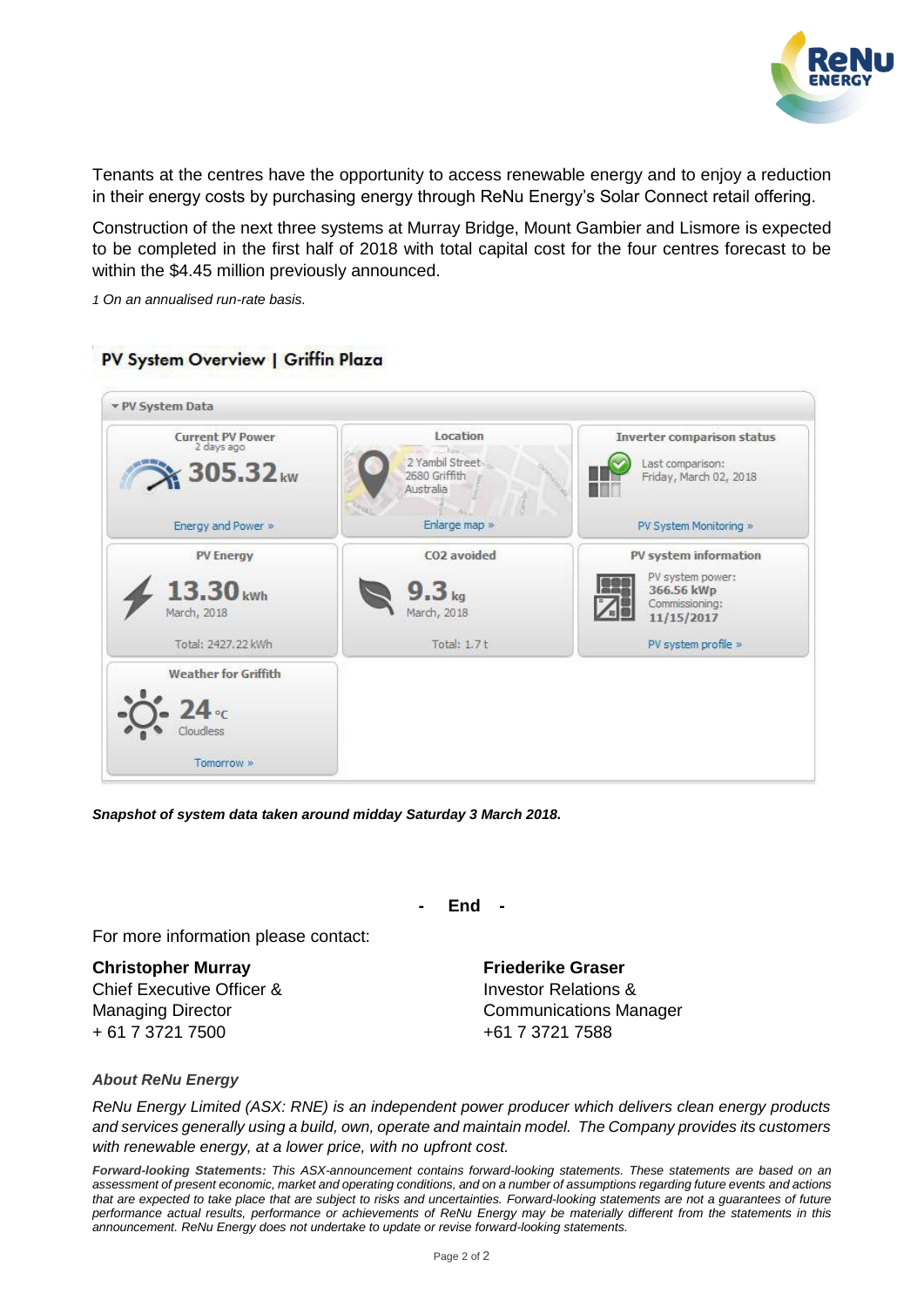Tenants at the centres have the opportunity to access renewable energy and to enjoy a reduction in their energy costs by purchasing energy through ReNu Energy's Solar Connect retail offering.

Construction of the next three systems at Murray Bridge, Mount Gambier and Lismore is expected to be completed in the first half of 2018 with total capital cost for the four centres forecast to be within the $4.45 million previously announced.

*1 On an annualised run-rate basis.*

**PV System Overview | Griffin Plaza**

PV System Data

Current PV Power
2 days ago
305.32 kW
Energy and Power »

Location
2 Yambil Street
2680 Griffith
Australia
Enlarge map »

Inverter comparison status
Last comparison:
Friday, March 02, 2018
PV System Monitoring »

PV Energy
13.30 kWh
March, 2018
Total: 2427.22 kWh

CO2 avoided
9.3 kg
March, 2018
Total: 1.7 t

PV system information
PV system power:
366.56 kWp
Commissioning:
11/15/2017
PV system profile »

Weather for Griffith
24 °C
Cloudless
Tomorrow »

***Snapshot of system data taken around midday Saturday 3 March 2018.***

**- End -**

For more information please contact:

**Christopher Murray**
Chief Executive Officer &
Managing Director
+ 61 7 3721 7500

**Friederike Graser**
Investor Relations &
Communications Manager
+61 7 3721 7588

***About ReNu Energy***

*ReNu Energy Limited (ASX: RNE) is an independent power producer which delivers clean energy products and services generally using a build, own, operate and maintain model. The Company provides its customers with renewable energy, at a lower price, with no upfront cost.*

***Forward-looking Statements:*** *This ASX-announcement contains forward-looking statements. These statements are based on an assessment of present economic, market and operating conditions, and on a number of assumptions regarding future events and actions that are expected to take place that are subject to risks and uncertainties. Forward-looking statements are not a guarantees of future performance actual results, performance or achievements of ReNu Energy may be materially different from the statements in this announcement. ReNu Energy does not undertake to update or revise forward-looking statements.*